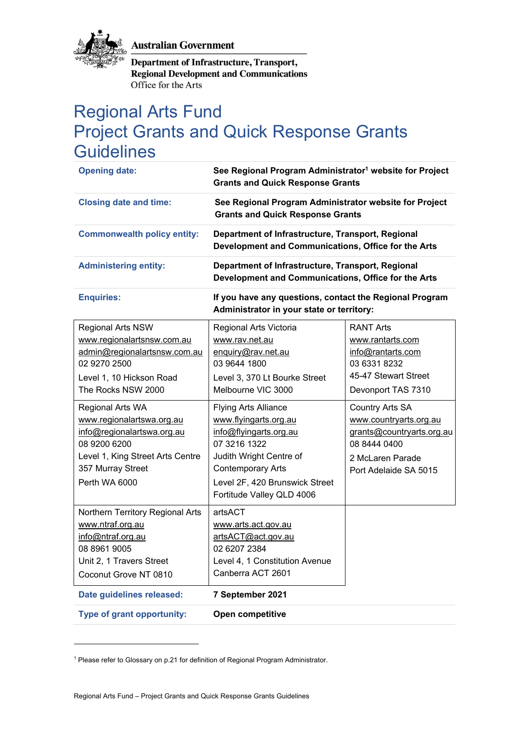Australian Government

Department of Infrastructure, Transport, Regional Development and Communications

Office for the Arts

# Regional Arts Fund
# Project Grants and Quick Response Grants Guidelines

| | |
|---|---|
| **Opening date:** | **See Regional Program Administrator[1] website for Project Grants and Quick Response Grants** |
| **Closing date and time:** | **See Regional Program Administrator website for Project Grants and Quick Response Grants** |
| **Commonwealth policy entity:** | **Department of Infrastructure, Transport, Regional Development and Communications, Office for the Arts** |
| **Administering entity:** | **Department of Infrastructure, Transport, Regional Development and Communications, Office for the Arts** |
| **Enquiries:** | **If you have any questions, contact the Regional Program Administrator in your state or territory:** |

| | | |
|---|---|---|
| Regional Arts NSW<br>www.regionalartsnsw.com.au<br>admin@regionalartsnsw.com.au<br>02 9270 2500<br>Level 1, 10 Hickson Road<br>The Rocks NSW 2000 | Regional Arts Victoria<br>www.rav.net.au<br>enquiry@rav.net.au<br>03 9644 1800<br>Level 3, 370 Lt Bourke Street<br>Melbourne VIC 3000 | RANT Arts<br>www.rantarts.com<br>info@rantarts.com<br>03 6331 8232<br>45-47 Stewart Street<br>Devonport TAS 7310 |
| Regional Arts WA<br>www.regionalartswa.org.au<br>info@regionalartswa.org.au<br>08 9200 6200<br>Level 1, King Street Arts Centre<br>357 Murray Street<br>Perth WA 6000 | Flying Arts Alliance<br>www.flyingarts.org.au<br>info@flyingarts.org.au<br>07 3216 1322<br>Judith Wright Centre of Contemporary Arts<br>Level 2F, 420 Brunswick Street<br>Fortitude Valley QLD 4006 | Country Arts SA<br>www.countryarts.org.au<br>grants@countryarts.org.au<br>08 8444 0400<br>2 McLaren Parade<br>Port Adelaide SA 5015 |
| Northern Territory Regional Arts<br>www.ntraf.org.au<br>info@ntraf.org.au<br>08 8961 9005<br>Unit 2, 1 Travers Street<br>Coconut Grove NT 0810 | artsACT<br>www.arts.act.gov.au<br>artsACT@act.gov.au<br>02 6207 2384<br>Level 4, 1 Constitution Avenue<br>Canberra ACT 2601 | |

| | |
|---|---|
| **Date guidelines released:** | **7 September 2021** |
| **Type of grant opportunity:** | **Open competitive** |

[1] Please refer to Glossary on p.21 for definition of Regional Program Administrator.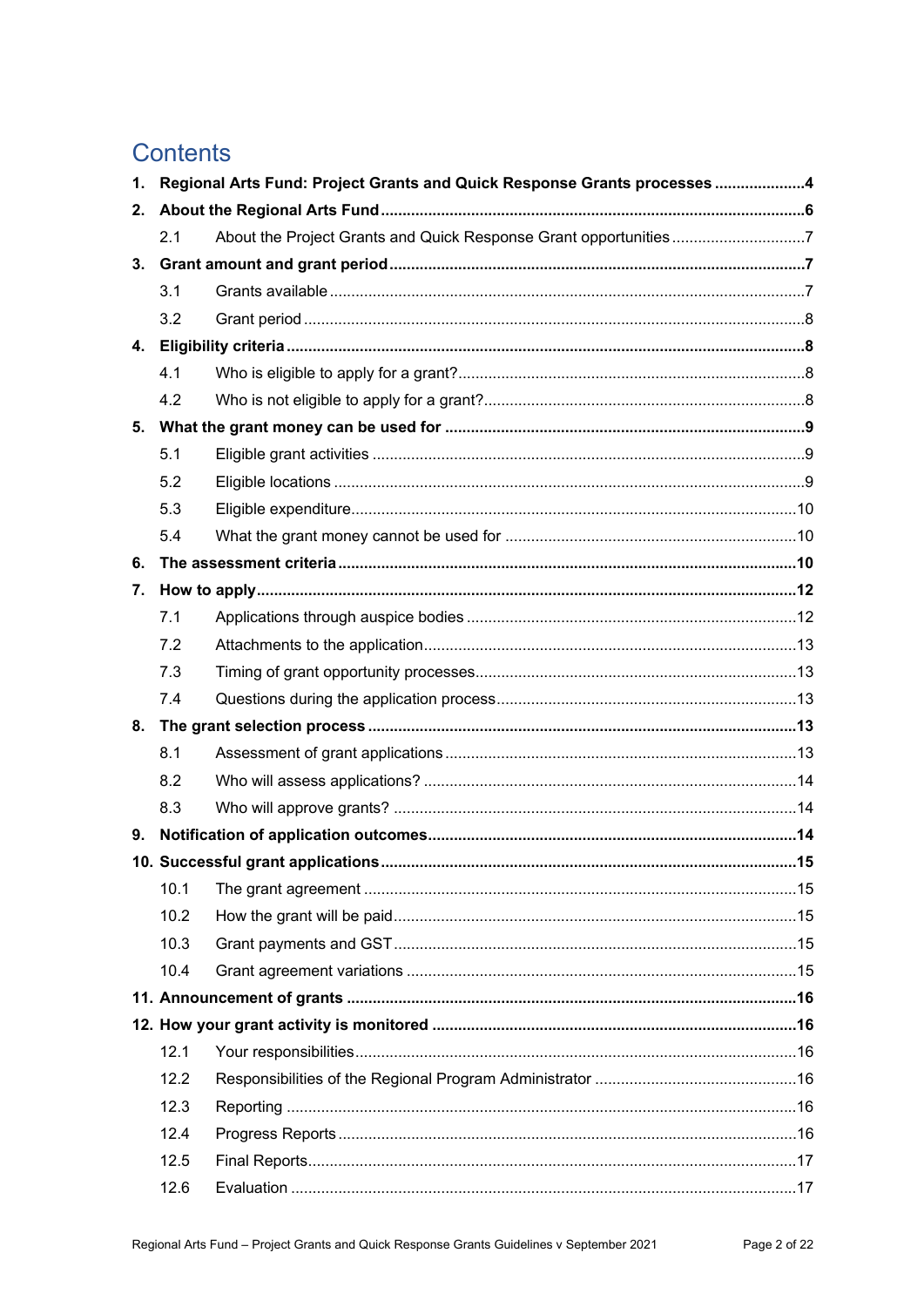# Contents

**1. Regional Arts Fund: Project Grants and Quick Response Grants processes ..................... 4**

**2. About the Regional Arts Fund ..................... 6**

- 2.1 About the Project Grants and Quick Response Grant opportunities ..................... 7

**3. Grant amount and grant period ..................... 7**

- 3.1 Grants available ..................... 7
- 3.2 Grant period ..................... 8

**4. Eligibility criteria ..................... 8**

- 4.1 Who is eligible to apply for a grant? ..................... 8
- 4.2 Who is not eligible to apply for a grant? ..................... 8

**5. What the grant money can be used for ..................... 9**

- 5.1 Eligible grant activities ..................... 9
- 5.2 Eligible locations ..................... 9
- 5.3 Eligible expenditure ..................... 10
- 5.4 What the grant money cannot be used for ..................... 10

**6. The assessment criteria ..................... 10**

**7. How to apply ..................... 12**

- 7.1 Applications through auspice bodies ..................... 12
- 7.2 Attachments to the application ..................... 13
- 7.3 Timing of grant opportunity processes ..................... 13
- 7.4 Questions during the application process ..................... 13

**8. The grant selection process ..................... 13**

- 8.1 Assessment of grant applications ..................... 13
- 8.2 Who will assess applications? ..................... 14
- 8.3 Who will approve grants? ..................... 14

**9. Notification of application outcomes ..................... 14**

**10. Successful grant applications ..................... 15**

- 10.1 The grant agreement ..................... 15
- 10.2 How the grant will be paid ..................... 15
- 10.3 Grant payments and GST ..................... 15
- 10.4 Grant agreement variations ..................... 15

**11. Announcement of grants ..................... 16**

**12. How your grant activity is monitored ..................... 16**

- 12.1 Your responsibilities ..................... 16
- 12.2 Responsibilities of the Regional Program Administrator ..................... 16
- 12.3 Reporting ..................... 16
- 12.4 Progress Reports ..................... 16
- 12.5 Final Reports ..................... 17
- 12.6 Evaluation ..................... 17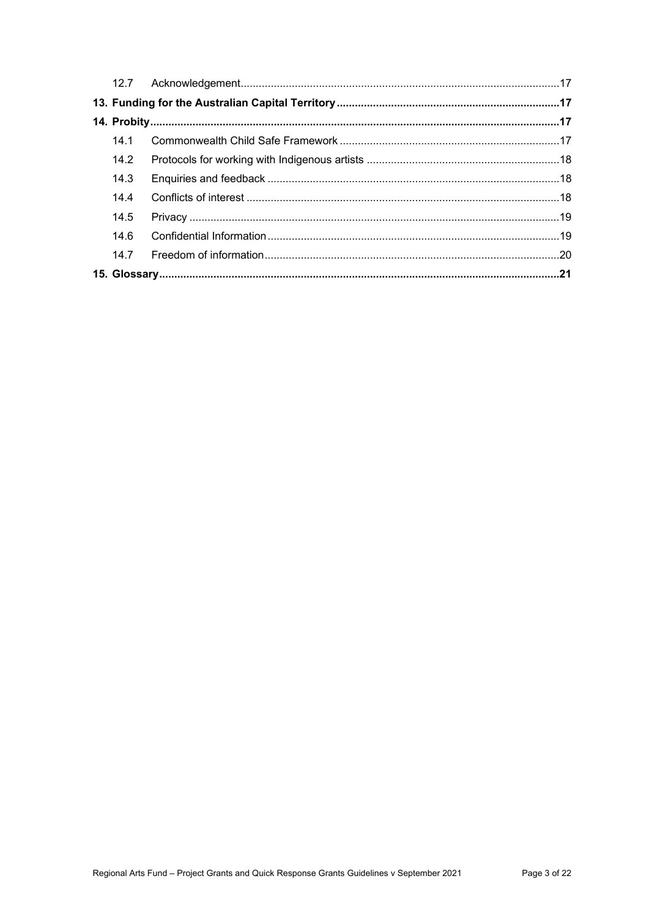| | | |
|---|---|---|
| 12.7 | Acknowledgement | 17 |
| **13. Funding for the Australian Capital Territory** | | **17** |
| **14. Probity** | | **17** |
| 14.1 | Commonwealth Child Safe Framework | 17 |
| 14.2 | Protocols for working with Indigenous artists | 18 |
| 14.3 | Enquiries and feedback | 18 |
| 14.4 | Conflicts of interest | 18 |
| 14.5 | Privacy | 19 |
| 14.6 | Confidential Information | 19 |
| 14.7 | Freedom of information | 20 |
| **15. Glossary** | | **21** |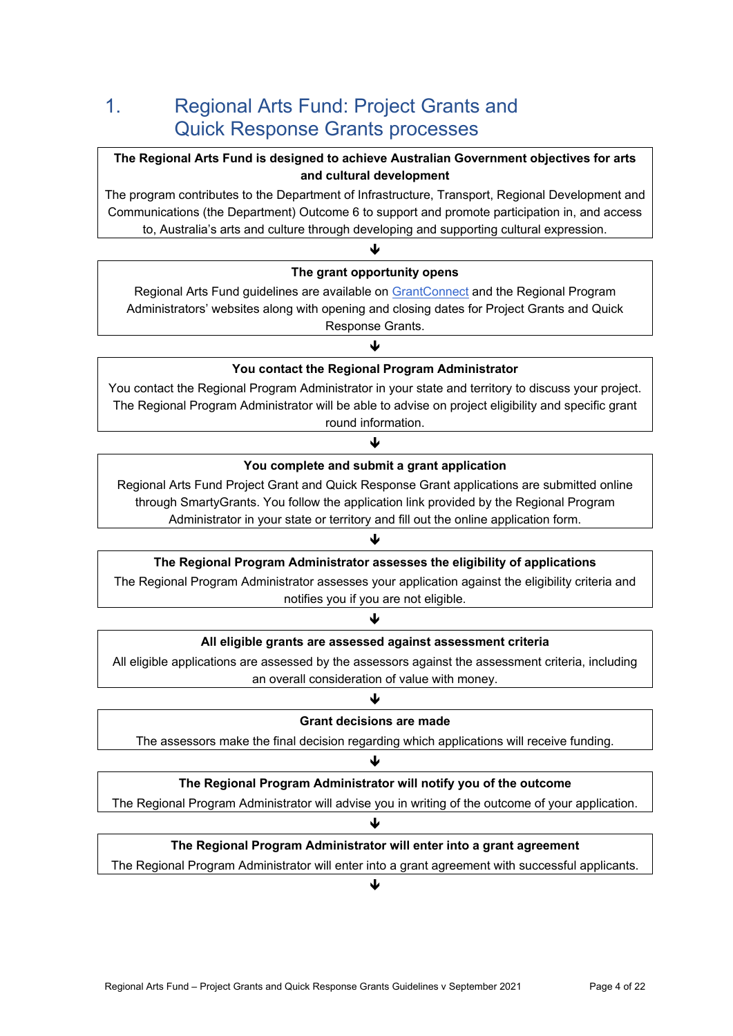# 1. Regional Arts Fund: Project Grants and Quick Response Grants processes

**The Regional Arts Fund is designed to achieve Australian Government objectives for arts and cultural development**

The program contributes to the Department of Infrastructure, Transport, Regional Development and Communications (the Department) Outcome 6 to support and promote participation in, and access to, Australia's arts and culture through developing and supporting cultural expression.

↓

**The grant opportunity opens**

Regional Arts Fund guidelines are available on GrantConnect and the Regional Program Administrators' websites along with opening and closing dates for Project Grants and Quick Response Grants.

↓

**You contact the Regional Program Administrator**

You contact the Regional Program Administrator in your state and territory to discuss your project. The Regional Program Administrator will be able to advise on project eligibility and specific grant round information.

↓

**You complete and submit a grant application**

Regional Arts Fund Project Grant and Quick Response Grant applications are submitted online through SmartyGrants. You follow the application link provided by the Regional Program Administrator in your state or territory and fill out the online application form.

↓

**The Regional Program Administrator assesses the eligibility of applications**

The Regional Program Administrator assesses your application against the eligibility criteria and notifies you if you are not eligible.

↓

**All eligible grants are assessed against assessment criteria**

All eligible applications are assessed by the assessors against the assessment criteria, including an overall consideration of value with money.

↓

**Grant decisions are made**

The assessors make the final decision regarding which applications will receive funding.

↓

**The Regional Program Administrator will notify you of the outcome**

The Regional Program Administrator will advise you in writing of the outcome of your application.

↓

**The Regional Program Administrator will enter into a grant agreement**

The Regional Program Administrator will enter into a grant agreement with successful applicants.

↓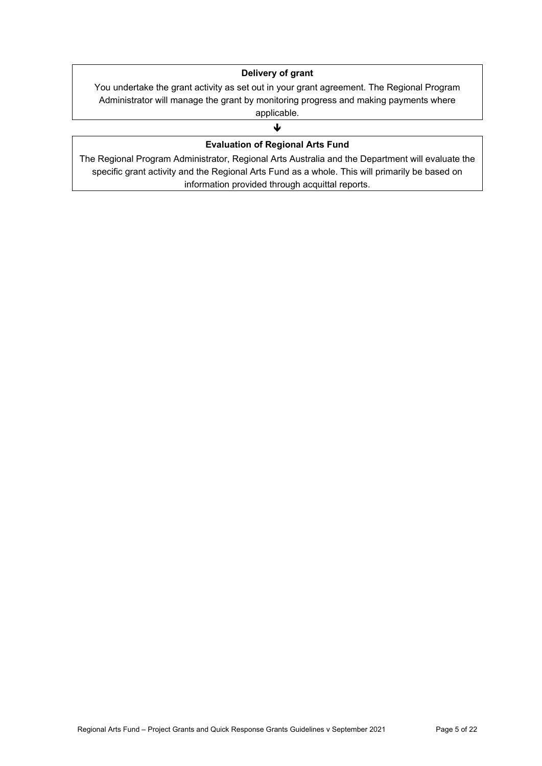**Delivery of grant**

You undertake the grant activity as set out in your grant agreement. The Regional Program Administrator will manage the grant by monitoring progress and making payments where applicable.

↓

**Evaluation of Regional Arts Fund**

The Regional Program Administrator, Regional Arts Australia and the Department will evaluate the specific grant activity and the Regional Arts Fund as a whole. This will primarily be based on information provided through acquittal reports.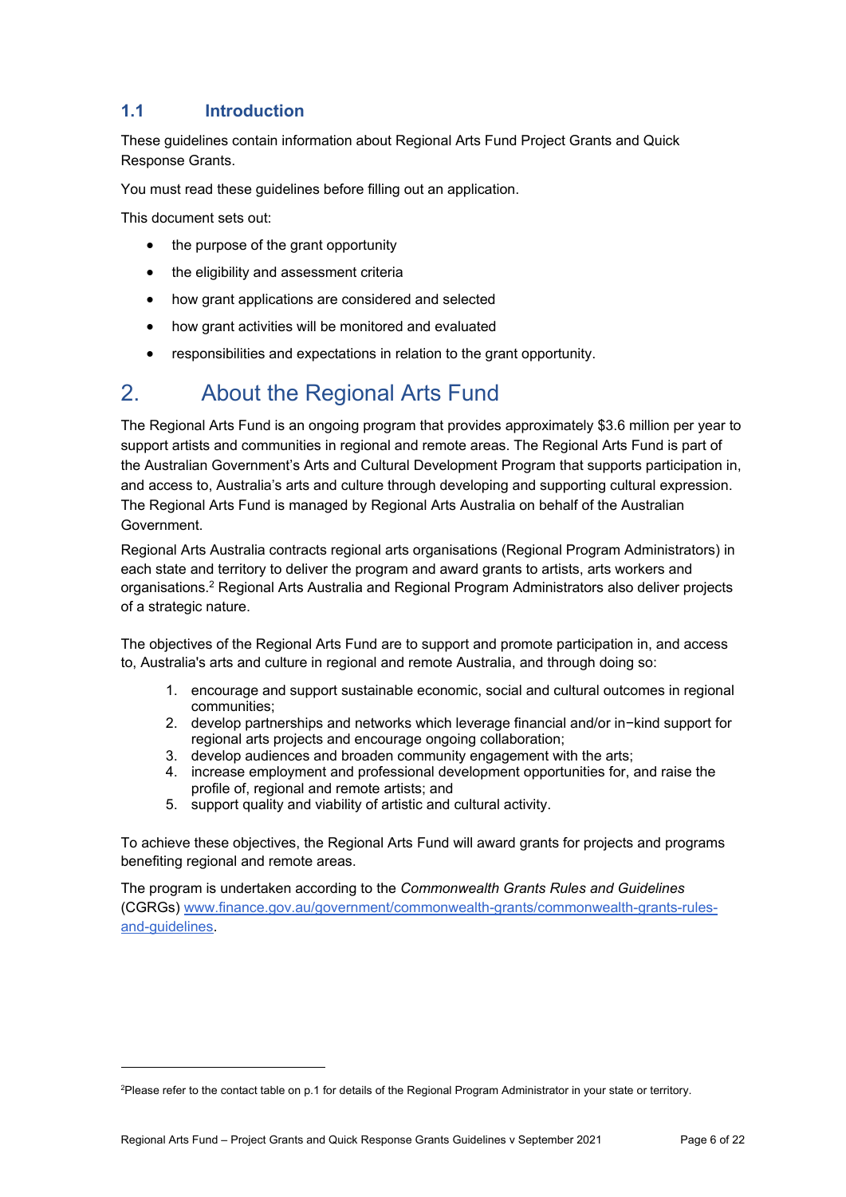### 1.1 Introduction

These guidelines contain information about Regional Arts Fund Project Grants and Quick Response Grants.

You must read these guidelines before filling out an application.

This document sets out:

- the purpose of the grant opportunity
- the eligibility and assessment criteria
- how grant applications are considered and selected
- how grant activities will be monitored and evaluated
- responsibilities and expectations in relation to the grant opportunity.

## 2. About the Regional Arts Fund

The Regional Arts Fund is an ongoing program that provides approximately $3.6 million per year to support artists and communities in regional and remote areas. The Regional Arts Fund is part of the Australian Government's Arts and Cultural Development Program that supports participation in, and access to, Australia's arts and culture through developing and supporting cultural expression. The Regional Arts Fund is managed by Regional Arts Australia on behalf of the Australian Government.

Regional Arts Australia contracts regional arts organisations (Regional Program Administrators) in each state and territory to deliver the program and award grants to artists, arts workers and organisations.[2] Regional Arts Australia and Regional Program Administrators also deliver projects of a strategic nature.

The objectives of the Regional Arts Fund are to support and promote participation in, and access to, Australia's arts and culture in regional and remote Australia, and through doing so:

1. encourage and support sustainable economic, social and cultural outcomes in regional communities;
2. develop partnerships and networks which leverage financial and/or in−kind support for regional arts projects and encourage ongoing collaboration;
3. develop audiences and broaden community engagement with the arts;
4. increase employment and professional development opportunities for, and raise the profile of, regional and remote artists; and
5. support quality and viability of artistic and cultural activity.

To achieve these objectives, the Regional Arts Fund will award grants for projects and programs benefiting regional and remote areas.

The program is undertaken according to the *Commonwealth Grants Rules and Guidelines* (CGRGs) [www.finance.gov.au/government/commonwealth-grants/commonwealth-grants-rules-and-guidelines](www.finance.gov.au/government/commonwealth-grants/commonwealth-grants-rules-and-guidelines).

[2]Please refer to the contact table on p.1 for details of the Regional Program Administrator in your state or territory.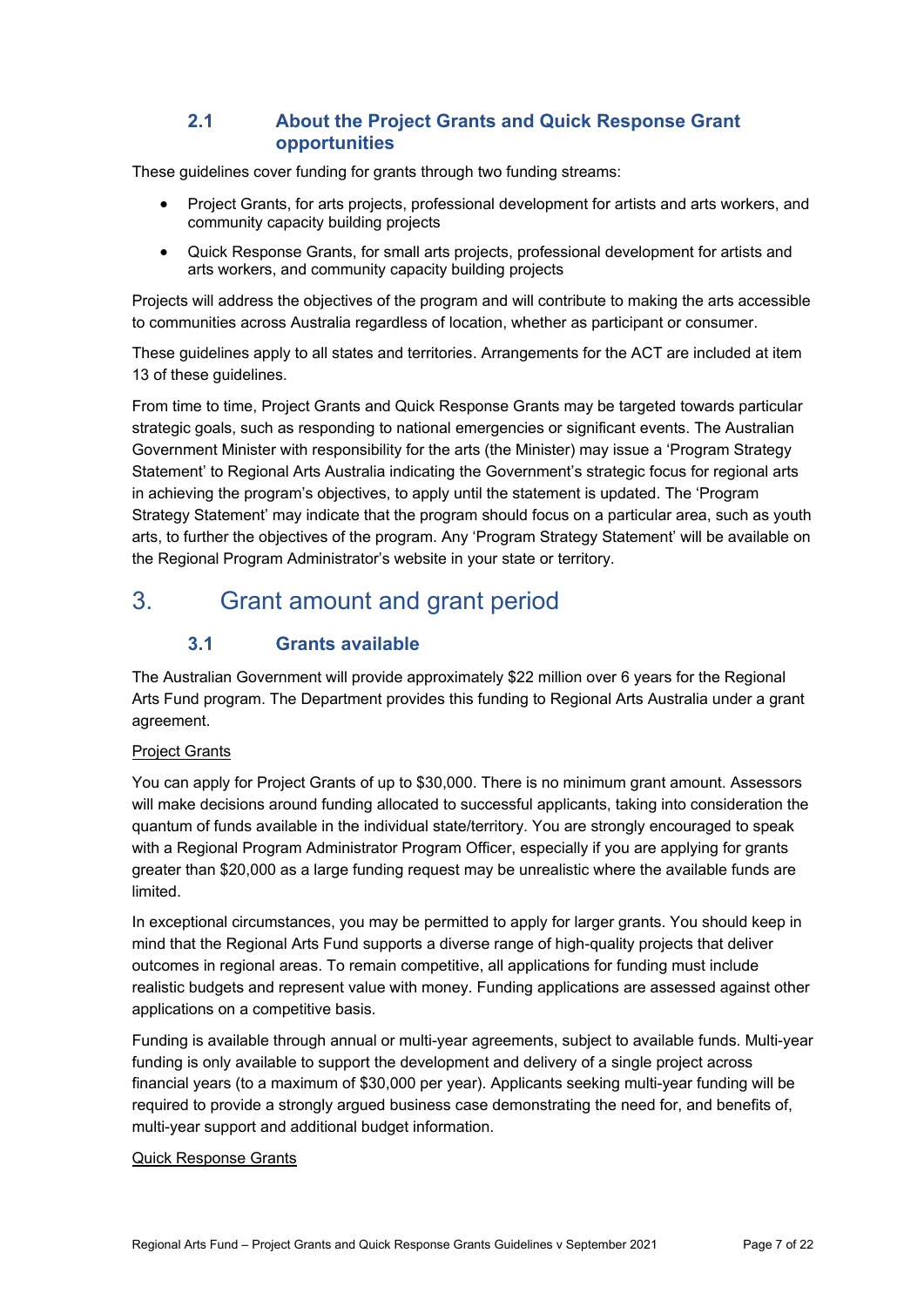### 2.1 About the Project Grants and Quick Response Grant opportunities

These guidelines cover funding for grants through two funding streams:

- Project Grants, for arts projects, professional development for artists and arts workers, and community capacity building projects
- Quick Response Grants, for small arts projects, professional development for artists and arts workers, and community capacity building projects

Projects will address the objectives of the program and will contribute to making the arts accessible to communities across Australia regardless of location, whether as participant or consumer.

These guidelines apply to all states and territories. Arrangements for the ACT are included at item 13 of these guidelines.

From time to time, Project Grants and Quick Response Grants may be targeted towards particular strategic goals, such as responding to national emergencies or significant events. The Australian Government Minister with responsibility for the arts (the Minister) may issue a 'Program Strategy Statement' to Regional Arts Australia indicating the Government's strategic focus for regional arts in achieving the program's objectives, to apply until the statement is updated. The 'Program Strategy Statement' may indicate that the program should focus on a particular area, such as youth arts, to further the objectives of the program. Any 'Program Strategy Statement' will be available on the Regional Program Administrator's website in your state or territory.

## 3. Grant amount and grant period

### 3.1 Grants available

The Australian Government will provide approximately $22 million over 6 years for the Regional Arts Fund program. The Department provides this funding to Regional Arts Australia under a grant agreement.

<u>Project Grants</u>

You can apply for Project Grants of up to $30,000. There is no minimum grant amount. Assessors will make decisions around funding allocated to successful applicants, taking into consideration the quantum of funds available in the individual state/territory. You are strongly encouraged to speak with a Regional Program Administrator Program Officer, especially if you are applying for grants greater than $20,000 as a large funding request may be unrealistic where the available funds are limited.

In exceptional circumstances, you may be permitted to apply for larger grants. You should keep in mind that the Regional Arts Fund supports a diverse range of high-quality projects that deliver outcomes in regional areas. To remain competitive, all applications for funding must include realistic budgets and represent value with money. Funding applications are assessed against other applications on a competitive basis.

Funding is available through annual or multi-year agreements, subject to available funds. Multi-year funding is only available to support the development and delivery of a single project across financial years (to a maximum of $30,000 per year). Applicants seeking multi-year funding will be required to provide a strongly argued business case demonstrating the need for, and benefits of, multi-year support and additional budget information.

<u>Quick Response Grants</u>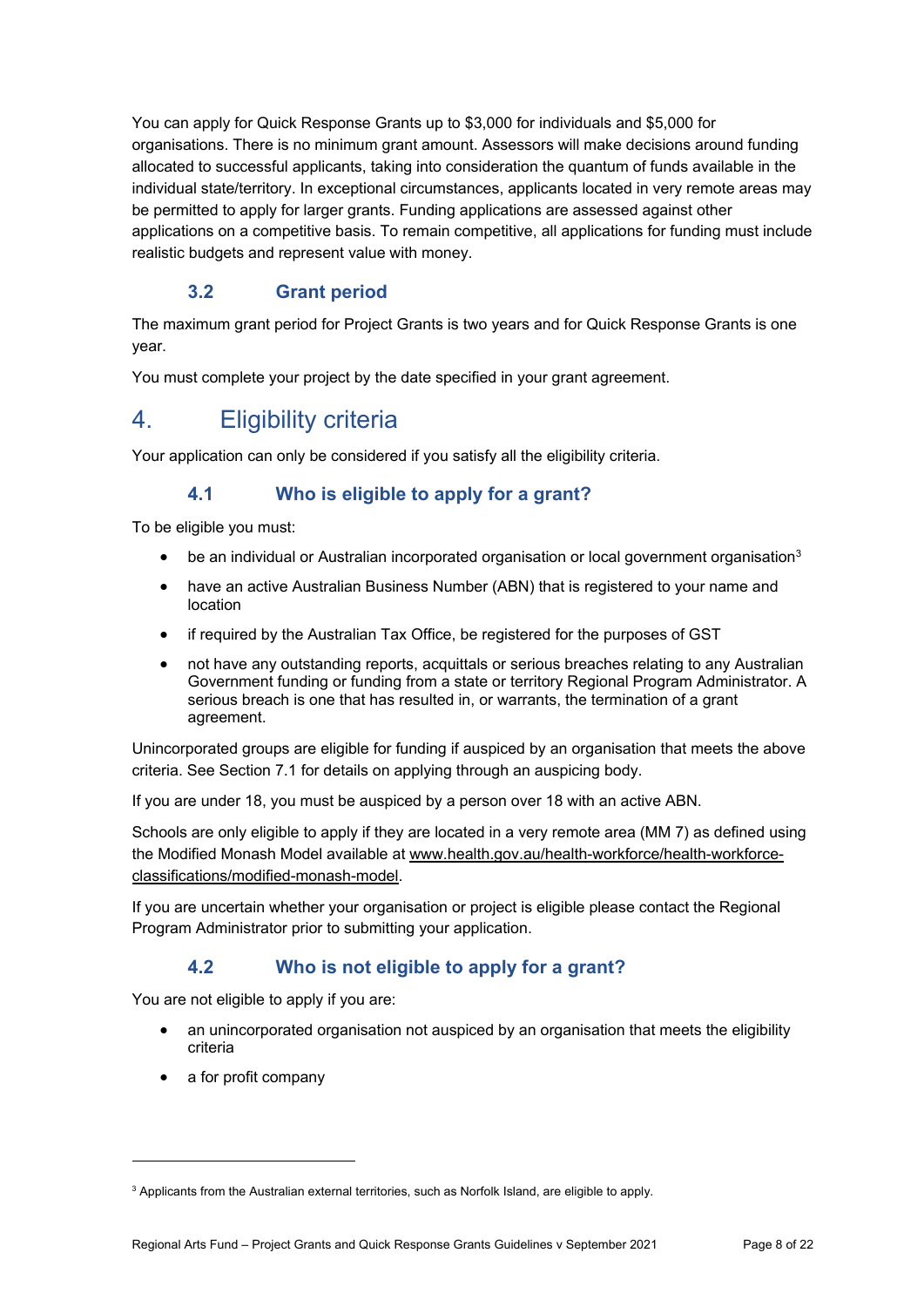You can apply for Quick Response Grants up to $3,000 for individuals and $5,000 for organisations. There is no minimum grant amount. Assessors will make decisions around funding allocated to successful applicants, taking into consideration the quantum of funds available in the individual state/territory. In exceptional circumstances, applicants located in very remote areas may be permitted to apply for larger grants. Funding applications are assessed against other applications on a competitive basis. To remain competitive, all applications for funding must include realistic budgets and represent value with money.

### 3.2 Grant period

The maximum grant period for Project Grants is two years and for Quick Response Grants is one year.

You must complete your project by the date specified in your grant agreement.

## 4. Eligibility criteria

Your application can only be considered if you satisfy all the eligibility criteria.

### 4.1 Who is eligible to apply for a grant?

To be eligible you must:

- be an individual or Australian incorporated organisation or local government organisation[3]
- have an active Australian Business Number (ABN) that is registered to your name and location
- if required by the Australian Tax Office, be registered for the purposes of GST
- not have any outstanding reports, acquittals or serious breaches relating to any Australian Government funding or funding from a state or territory Regional Program Administrator. A serious breach is one that has resulted in, or warrants, the termination of a grant agreement.

Unincorporated groups are eligible for funding if auspiced by an organisation that meets the above criteria. See Section 7.1 for details on applying through an auspicing body.

If you are under 18, you must be auspiced by a person over 18 with an active ABN.

Schools are only eligible to apply if they are located in a very remote area (MM 7) as defined using the Modified Monash Model available at www.health.gov.au/health-workforce/health-workforce-classifications/modified-monash-model.

If you are uncertain whether your organisation or project is eligible please contact the Regional Program Administrator prior to submitting your application.

### 4.2 Who is not eligible to apply for a grant?

You are not eligible to apply if you are:

- an unincorporated organisation not auspiced by an organisation that meets the eligibility criteria
- a for profit company

[3] Applicants from the Australian external territories, such as Norfolk Island, are eligible to apply.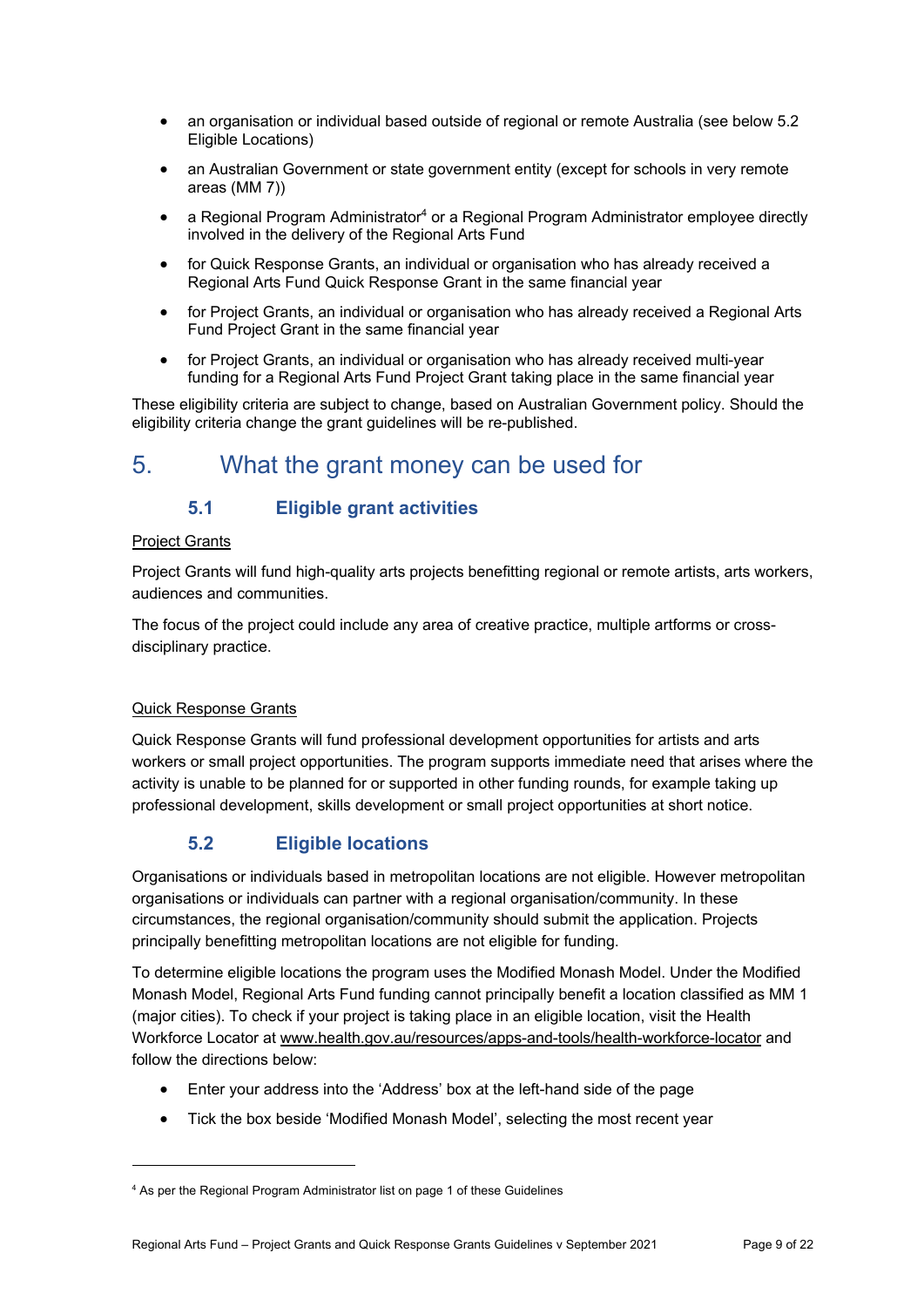- an organisation or individual based outside of regional or remote Australia (see below 5.2 Eligible Locations)
- an Australian Government or state government entity (except for schools in very remote areas (MM 7))
- a Regional Program Administrator[4] or a Regional Program Administrator employee directly involved in the delivery of the Regional Arts Fund
- for Quick Response Grants, an individual or organisation who has already received a Regional Arts Fund Quick Response Grant in the same financial year
- for Project Grants, an individual or organisation who has already received a Regional Arts Fund Project Grant in the same financial year
- for Project Grants, an individual or organisation who has already received multi-year funding for a Regional Arts Fund Project Grant taking place in the same financial year

These eligibility criteria are subject to change, based on Australian Government policy. Should the eligibility criteria change the grant guidelines will be re-published.

# 5. What the grant money can be used for

## 5.1 Eligible grant activities

Project Grants

Project Grants will fund high-quality arts projects benefitting regional or remote artists, arts workers, audiences and communities.

The focus of the project could include any area of creative practice, multiple artforms or cross-disciplinary practice.

Quick Response Grants

Quick Response Grants will fund professional development opportunities for artists and arts workers or small project opportunities. The program supports immediate need that arises where the activity is unable to be planned for or supported in other funding rounds, for example taking up professional development, skills development or small project opportunities at short notice.

## 5.2 Eligible locations

Organisations or individuals based in metropolitan locations are not eligible. However metropolitan organisations or individuals can partner with a regional organisation/community. In these circumstances, the regional organisation/community should submit the application. Projects principally benefitting metropolitan locations are not eligible for funding.

To determine eligible locations the program uses the Modified Monash Model. Under the Modified Monash Model, Regional Arts Fund funding cannot principally benefit a location classified as MM 1 (major cities). To check if your project is taking place in an eligible location, visit the Health Workforce Locator at www.health.gov.au/resources/apps-and-tools/health-workforce-locator and follow the directions below:

- Enter your address into the 'Address' box at the left-hand side of the page
- Tick the box beside 'Modified Monash Model', selecting the most recent year

[4] As per the Regional Program Administrator list on page 1 of these Guidelines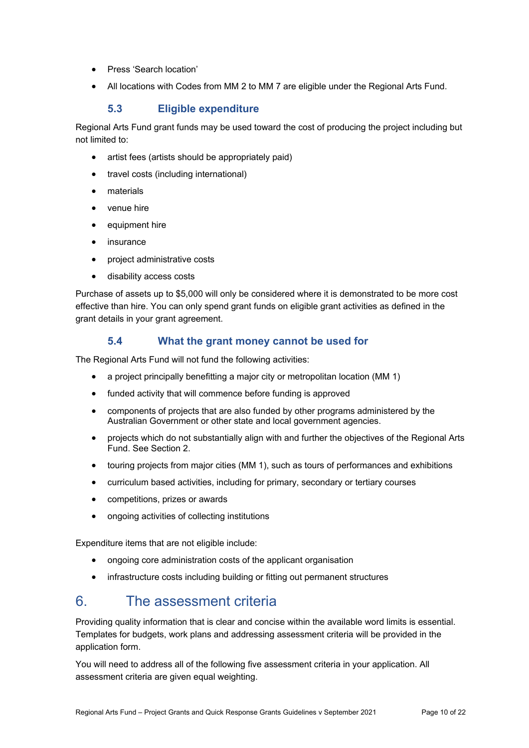- Press 'Search location'
- All locations with Codes from MM 2 to MM 7 are eligible under the Regional Arts Fund.

### 5.3 Eligible expenditure

Regional Arts Fund grant funds may be used toward the cost of producing the project including but not limited to:

- artist fees (artists should be appropriately paid)
- travel costs (including international)
- materials
- venue hire
- equipment hire
- insurance
- project administrative costs
- disability access costs

Purchase of assets up to $5,000 will only be considered where it is demonstrated to be more cost effective than hire. You can only spend grant funds on eligible grant activities as defined in the grant details in your grant agreement.

### 5.4 What the grant money cannot be used for

The Regional Arts Fund will not fund the following activities:

- a project principally benefitting a major city or metropolitan location (MM 1)
- funded activity that will commence before funding is approved
- components of projects that are also funded by other programs administered by the Australian Government or other state and local government agencies.
- projects which do not substantially align with and further the objectives of the Regional Arts Fund. See Section 2.
- touring projects from major cities (MM 1), such as tours of performances and exhibitions
- curriculum based activities, including for primary, secondary or tertiary courses
- competitions, prizes or awards
- ongoing activities of collecting institutions

Expenditure items that are not eligible include:

- ongoing core administration costs of the applicant organisation
- infrastructure costs including building or fitting out permanent structures

## 6. The assessment criteria

Providing quality information that is clear and concise within the available word limits is essential. Templates for budgets, work plans and addressing assessment criteria will be provided in the application form.

You will need to address all of the following five assessment criteria in your application. All assessment criteria are given equal weighting.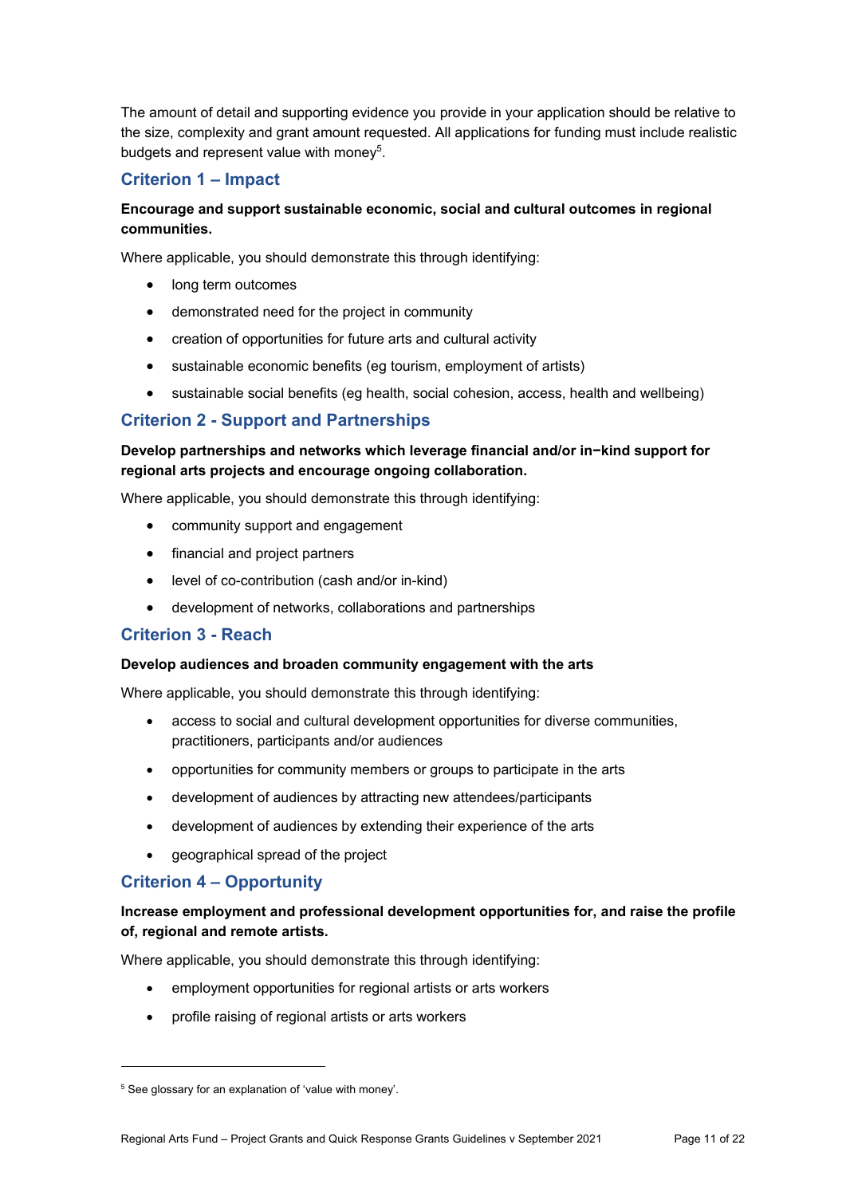The amount of detail and supporting evidence you provide in your application should be relative to the size, complexity and grant amount requested. All applications for funding must include realistic budgets and represent value with money[5].

## Criterion 1 – Impact

**Encourage and support sustainable economic, social and cultural outcomes in regional communities.**

Where applicable, you should demonstrate this through identifying:

- long term outcomes
- demonstrated need for the project in community
- creation of opportunities for future arts and cultural activity
- sustainable economic benefits (eg tourism, employment of artists)
- sustainable social benefits (eg health, social cohesion, access, health and wellbeing)

## Criterion 2 - Support and Partnerships

**Develop partnerships and networks which leverage financial and/or in−kind support for regional arts projects and encourage ongoing collaboration.**

Where applicable, you should demonstrate this through identifying:

- community support and engagement
- financial and project partners
- level of co-contribution (cash and/or in-kind)
- development of networks, collaborations and partnerships

## Criterion 3 - Reach

**Develop audiences and broaden community engagement with the arts**

Where applicable, you should demonstrate this through identifying:

- access to social and cultural development opportunities for diverse communities, practitioners, participants and/or audiences
- opportunities for community members or groups to participate in the arts
- development of audiences by attracting new attendees/participants
- development of audiences by extending their experience of the arts
- geographical spread of the project

## Criterion 4 – Opportunity

**Increase employment and professional development opportunities for, and raise the profile of, regional and remote artists.**

Where applicable, you should demonstrate this through identifying:

- employment opportunities for regional artists or arts workers
- profile raising of regional artists or arts workers

---

[5] See glossary for an explanation of 'value with money'.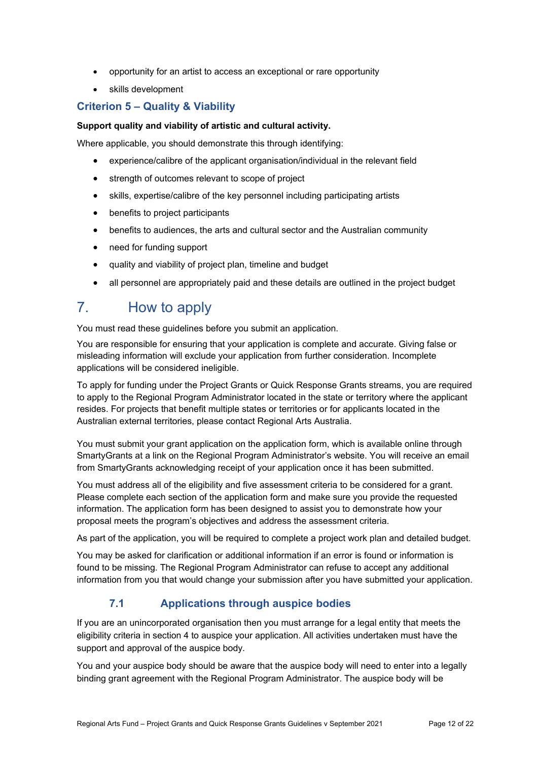- opportunity for an artist to access an exceptional or rare opportunity
- skills development

### Criterion 5 – Quality & Viability

**Support quality and viability of artistic and cultural activity.**

Where applicable, you should demonstrate this through identifying:

- experience/calibre of the applicant organisation/individual in the relevant field
- strength of outcomes relevant to scope of project
- skills, expertise/calibre of the key personnel including participating artists
- benefits to project participants
- benefits to audiences, the arts and cultural sector and the Australian community
- need for funding support
- quality and viability of project plan, timeline and budget
- all personnel are appropriately paid and these details are outlined in the project budget

# 7. How to apply

You must read these guidelines before you submit an application.

You are responsible for ensuring that your application is complete and accurate. Giving false or misleading information will exclude your application from further consideration. Incomplete applications will be considered ineligible.

To apply for funding under the Project Grants or Quick Response Grants streams, you are required to apply to the Regional Program Administrator located in the state or territory where the applicant resides. For projects that benefit multiple states or territories or for applicants located in the Australian external territories, please contact Regional Arts Australia.

You must submit your grant application on the application form, which is available online through SmartyGrants at a link on the Regional Program Administrator's website. You will receive an email from SmartyGrants acknowledging receipt of your application once it has been submitted.

You must address all of the eligibility and five assessment criteria to be considered for a grant. Please complete each section of the application form and make sure you provide the requested information. The application form has been designed to assist you to demonstrate how your proposal meets the program's objectives and address the assessment criteria.

As part of the application, you will be required to complete a project work plan and detailed budget.

You may be asked for clarification or additional information if an error is found or information is found to be missing. The Regional Program Administrator can refuse to accept any additional information from you that would change your submission after you have submitted your application.

## 7.1 Applications through auspice bodies

If you are an unincorporated organisation then you must arrange for a legal entity that meets the eligibility criteria in section 4 to auspice your application. All activities undertaken must have the support and approval of the auspice body.

You and your auspice body should be aware that the auspice body will need to enter into a legally binding grant agreement with the Regional Program Administrator. The auspice body will be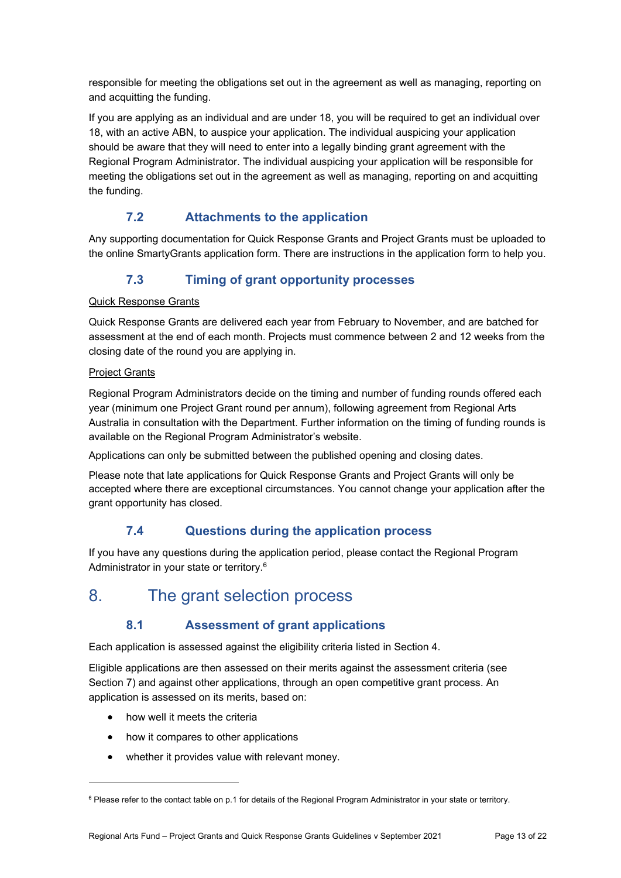responsible for meeting the obligations set out in the agreement as well as managing, reporting on and acquitting the funding.

If you are applying as an individual and are under 18, you will be required to get an individual over 18, with an active ABN, to auspice your application. The individual auspicing your application should be aware that they will need to enter into a legally binding grant agreement with the Regional Program Administrator. The individual auspicing your application will be responsible for meeting the obligations set out in the agreement as well as managing, reporting on and acquitting the funding.

### 7.2 Attachments to the application

Any supporting documentation for Quick Response Grants and Project Grants must be uploaded to the online SmartyGrants application form. There are instructions in the application form to help you.

### 7.3 Timing of grant opportunity processes

Quick Response Grants

Quick Response Grants are delivered each year from February to November, and are batched for assessment at the end of each month. Projects must commence between 2 and 12 weeks from the closing date of the round you are applying in.

Project Grants

Regional Program Administrators decide on the timing and number of funding rounds offered each year (minimum one Project Grant round per annum), following agreement from Regional Arts Australia in consultation with the Department. Further information on the timing of funding rounds is available on the Regional Program Administrator's website.

Applications can only be submitted between the published opening and closing dates.

Please note that late applications for Quick Response Grants and Project Grants will only be accepted where there are exceptional circumstances. You cannot change your application after the grant opportunity has closed.

### 7.4 Questions during the application process

If you have any questions during the application period, please contact the Regional Program Administrator in your state or territory.[6]

## 8. The grant selection process

### 8.1 Assessment of grant applications

Each application is assessed against the eligibility criteria listed in Section 4.

Eligible applications are then assessed on their merits against the assessment criteria (see Section 7) and against other applications, through an open competitive grant process. An application is assessed on its merits, based on:

- how well it meets the criteria
- how it compares to other applications
- whether it provides value with relevant money.

[6] Please refer to the contact table on p.1 for details of the Regional Program Administrator in your state or territory.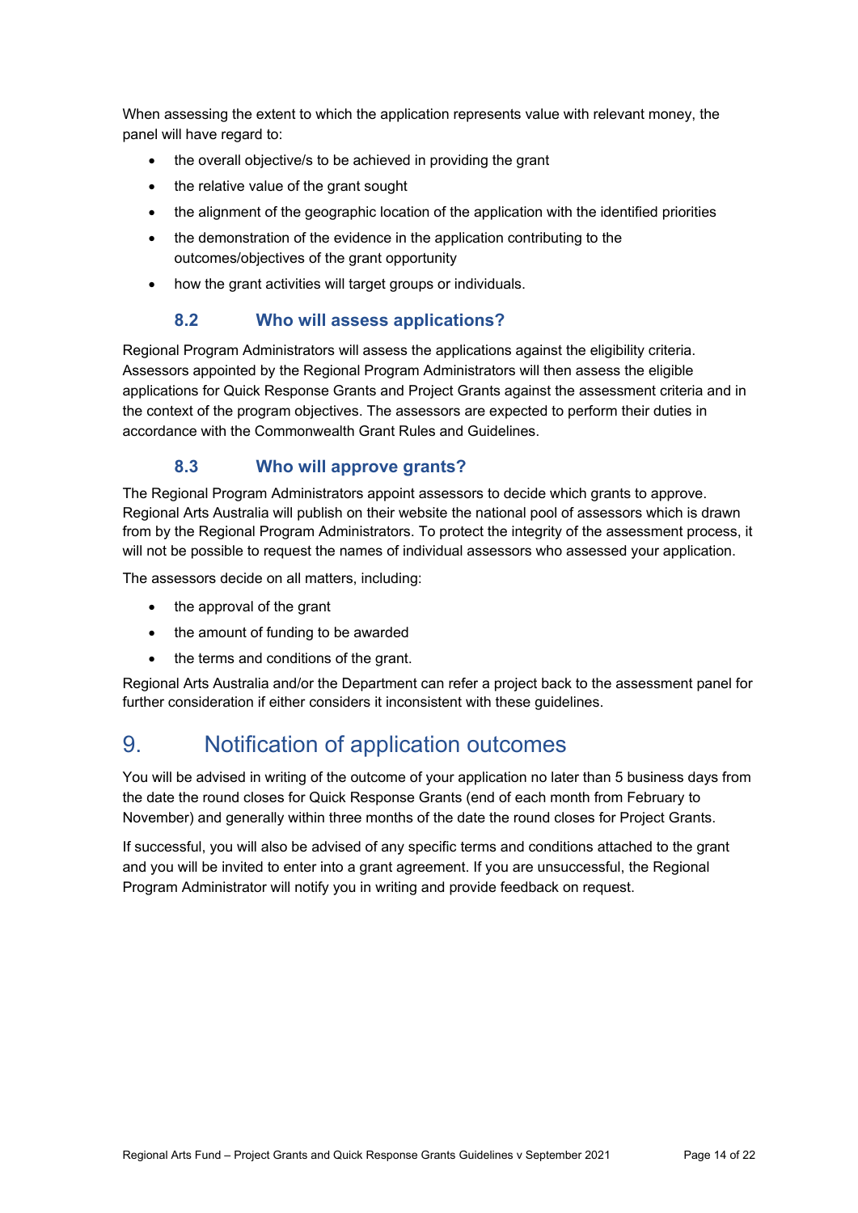When assessing the extent to which the application represents value with relevant money, the panel will have regard to:

- the overall objective/s to be achieved in providing the grant
- the relative value of the grant sought
- the alignment of the geographic location of the application with the identified priorities
- the demonstration of the evidence in the application contributing to the outcomes/objectives of the grant opportunity
- how the grant activities will target groups or individuals.

### 8.2 Who will assess applications?

Regional Program Administrators will assess the applications against the eligibility criteria. Assessors appointed by the Regional Program Administrators will then assess the eligible applications for Quick Response Grants and Project Grants against the assessment criteria and in the context of the program objectives. The assessors are expected to perform their duties in accordance with the Commonwealth Grant Rules and Guidelines.

### 8.3 Who will approve grants?

The Regional Program Administrators appoint assessors to decide which grants to approve. Regional Arts Australia will publish on their website the national pool of assessors which is drawn from by the Regional Program Administrators. To protect the integrity of the assessment process, it will not be possible to request the names of individual assessors who assessed your application.

The assessors decide on all matters, including:

- the approval of the grant
- the amount of funding to be awarded
- the terms and conditions of the grant.

Regional Arts Australia and/or the Department can refer a project back to the assessment panel for further consideration if either considers it inconsistent with these guidelines.

## 9. Notification of application outcomes

You will be advised in writing of the outcome of your application no later than 5 business days from the date the round closes for Quick Response Grants (end of each month from February to November) and generally within three months of the date the round closes for Project Grants.

If successful, you will also be advised of any specific terms and conditions attached to the grant and you will be invited to enter into a grant agreement. If you are unsuccessful, the Regional Program Administrator will notify you in writing and provide feedback on request.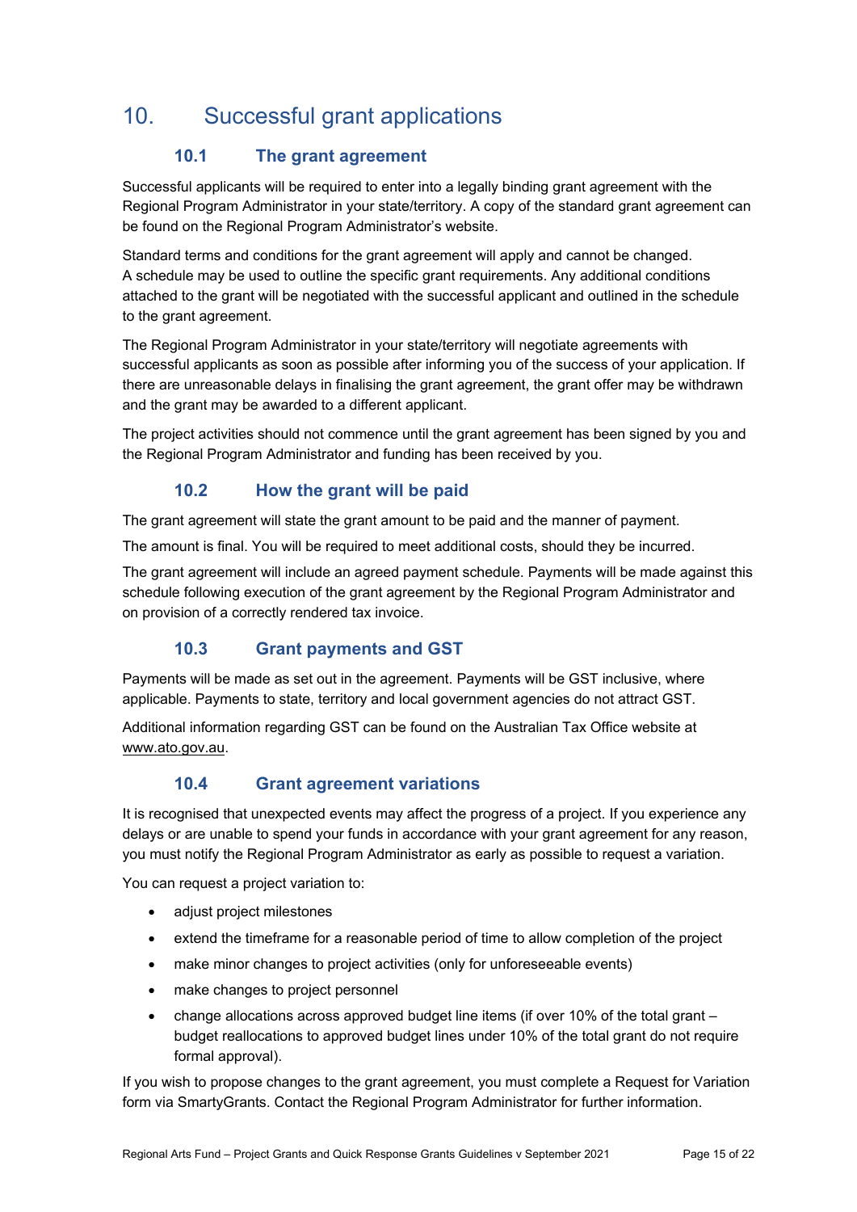# 10. Successful grant applications

## 10.1 The grant agreement

Successful applicants will be required to enter into a legally binding grant agreement with the Regional Program Administrator in your state/territory. A copy of the standard grant agreement can be found on the Regional Program Administrator's website.

Standard terms and conditions for the grant agreement will apply and cannot be changed. A schedule may be used to outline the specific grant requirements. Any additional conditions attached to the grant will be negotiated with the successful applicant and outlined in the schedule to the grant agreement.

The Regional Program Administrator in your state/territory will negotiate agreements with successful applicants as soon as possible after informing you of the success of your application. If there are unreasonable delays in finalising the grant agreement, the grant offer may be withdrawn and the grant may be awarded to a different applicant.

The project activities should not commence until the grant agreement has been signed by you and the Regional Program Administrator and funding has been received by you.

## 10.2 How the grant will be paid

The grant agreement will state the grant amount to be paid and the manner of payment.

The amount is final. You will be required to meet additional costs, should they be incurred.

The grant agreement will include an agreed payment schedule. Payments will be made against this schedule following execution of the grant agreement by the Regional Program Administrator and on provision of a correctly rendered tax invoice.

## 10.3 Grant payments and GST

Payments will be made as set out in the agreement. Payments will be GST inclusive, where applicable. Payments to state, territory and local government agencies do not attract GST.

Additional information regarding GST can be found on the Australian Tax Office website at www.ato.gov.au.

## 10.4 Grant agreement variations

It is recognised that unexpected events may affect the progress of a project. If you experience any delays or are unable to spend your funds in accordance with your grant agreement for any reason, you must notify the Regional Program Administrator as early as possible to request a variation.

You can request a project variation to:

- adjust project milestones
- extend the timeframe for a reasonable period of time to allow completion of the project
- make minor changes to project activities (only for unforeseeable events)
- make changes to project personnel
- change allocations across approved budget line items (if over 10% of the total grant – budget reallocations to approved budget lines under 10% of the total grant do not require formal approval).

If you wish to propose changes to the grant agreement, you must complete a Request for Variation form via SmartyGrants. Contact the Regional Program Administrator for further information.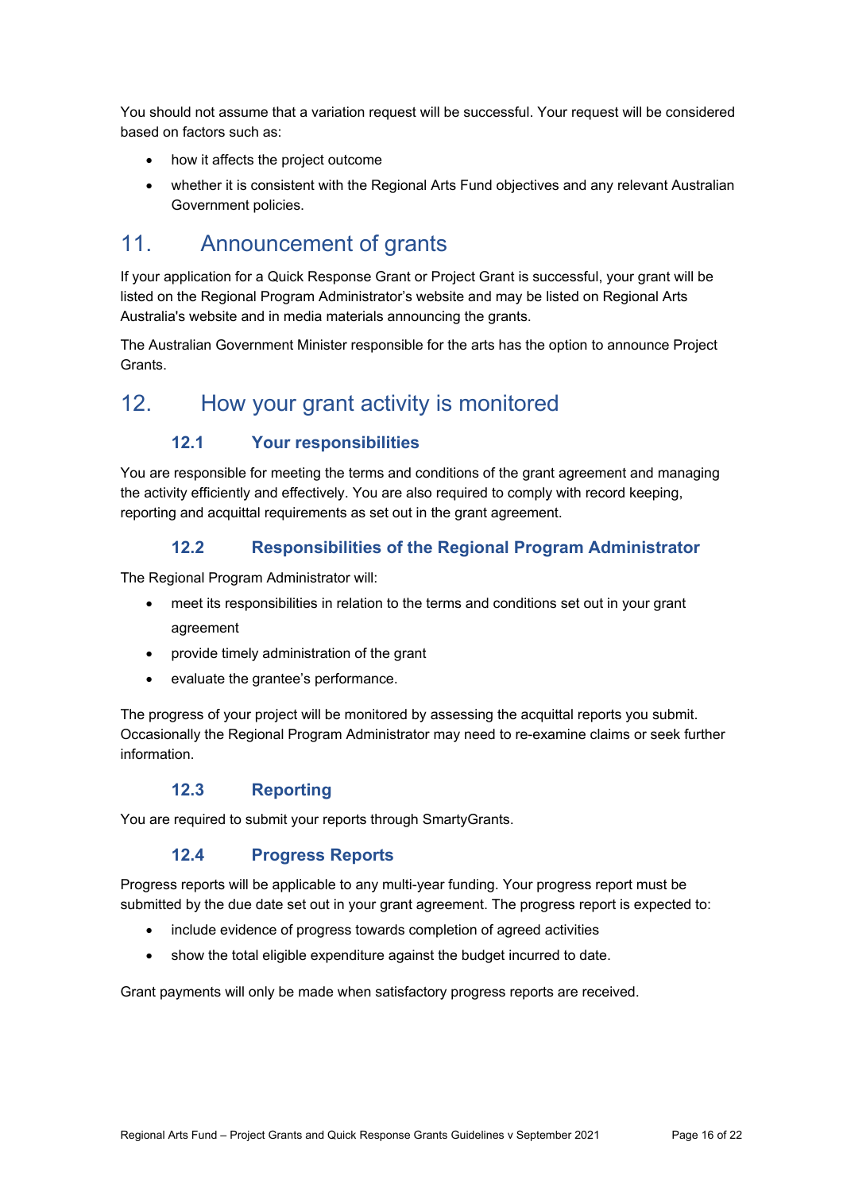You should not assume that a variation request will be successful. Your request will be considered based on factors such as:

- how it affects the project outcome
- whether it is consistent with the Regional Arts Fund objectives and any relevant Australian Government policies.

# 11. Announcement of grants

If your application for a Quick Response Grant or Project Grant is successful, your grant will be listed on the Regional Program Administrator's website and may be listed on Regional Arts Australia's website and in media materials announcing the grants.

The Australian Government Minister responsible for the arts has the option to announce Project Grants.

# 12. How your grant activity is monitored

## 12.1 Your responsibilities

You are responsible for meeting the terms and conditions of the grant agreement and managing the activity efficiently and effectively. You are also required to comply with record keeping, reporting and acquittal requirements as set out in the grant agreement.

## 12.2 Responsibilities of the Regional Program Administrator

The Regional Program Administrator will:

- meet its responsibilities in relation to the terms and conditions set out in your grant agreement
- provide timely administration of the grant
- evaluate the grantee's performance.

The progress of your project will be monitored by assessing the acquittal reports you submit. Occasionally the Regional Program Administrator may need to re-examine claims or seek further information.

## 12.3 Reporting

You are required to submit your reports through SmartyGrants.

## 12.4 Progress Reports

Progress reports will be applicable to any multi-year funding. Your progress report must be submitted by the due date set out in your grant agreement. The progress report is expected to:

- include evidence of progress towards completion of agreed activities
- show the total eligible expenditure against the budget incurred to date.

Grant payments will only be made when satisfactory progress reports are received.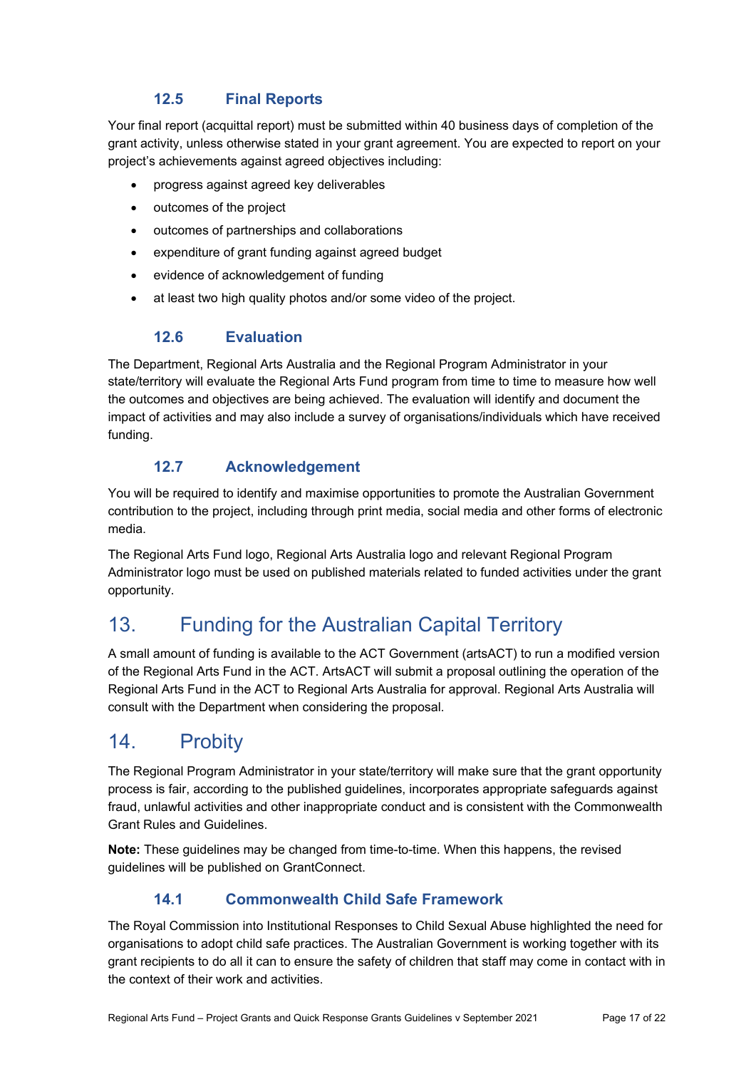### 12.5 Final Reports

Your final report (acquittal report) must be submitted within 40 business days of completion of the grant activity, unless otherwise stated in your grant agreement. You are expected to report on your project's achievements against agreed objectives including:

- progress against agreed key deliverables
- outcomes of the project
- outcomes of partnerships and collaborations
- expenditure of grant funding against agreed budget
- evidence of acknowledgement of funding
- at least two high quality photos and/or some video of the project.

### 12.6 Evaluation

The Department, Regional Arts Australia and the Regional Program Administrator in your state/territory will evaluate the Regional Arts Fund program from time to time to measure how well the outcomes and objectives are being achieved. The evaluation will identify and document the impact of activities and may also include a survey of organisations/individuals which have received funding.

### 12.7 Acknowledgement

You will be required to identify and maximise opportunities to promote the Australian Government contribution to the project, including through print media, social media and other forms of electronic media.

The Regional Arts Fund logo, Regional Arts Australia logo and relevant Regional Program Administrator logo must be used on published materials related to funded activities under the grant opportunity.

## 13. Funding for the Australian Capital Territory

A small amount of funding is available to the ACT Government (artsACT) to run a modified version of the Regional Arts Fund in the ACT. ArtsACT will submit a proposal outlining the operation of the Regional Arts Fund in the ACT to Regional Arts Australia for approval. Regional Arts Australia will consult with the Department when considering the proposal.

## 14. Probity

The Regional Program Administrator in your state/territory will make sure that the grant opportunity process is fair, according to the published guidelines, incorporates appropriate safeguards against fraud, unlawful activities and other inappropriate conduct and is consistent with the Commonwealth Grant Rules and Guidelines.

**Note:** These guidelines may be changed from time-to-time. When this happens, the revised guidelines will be published on GrantConnect.

### 14.1 Commonwealth Child Safe Framework

The Royal Commission into Institutional Responses to Child Sexual Abuse highlighted the need for organisations to adopt child safe practices. The Australian Government is working together with its grant recipients to do all it can to ensure the safety of children that staff may come in contact with in the context of their work and activities.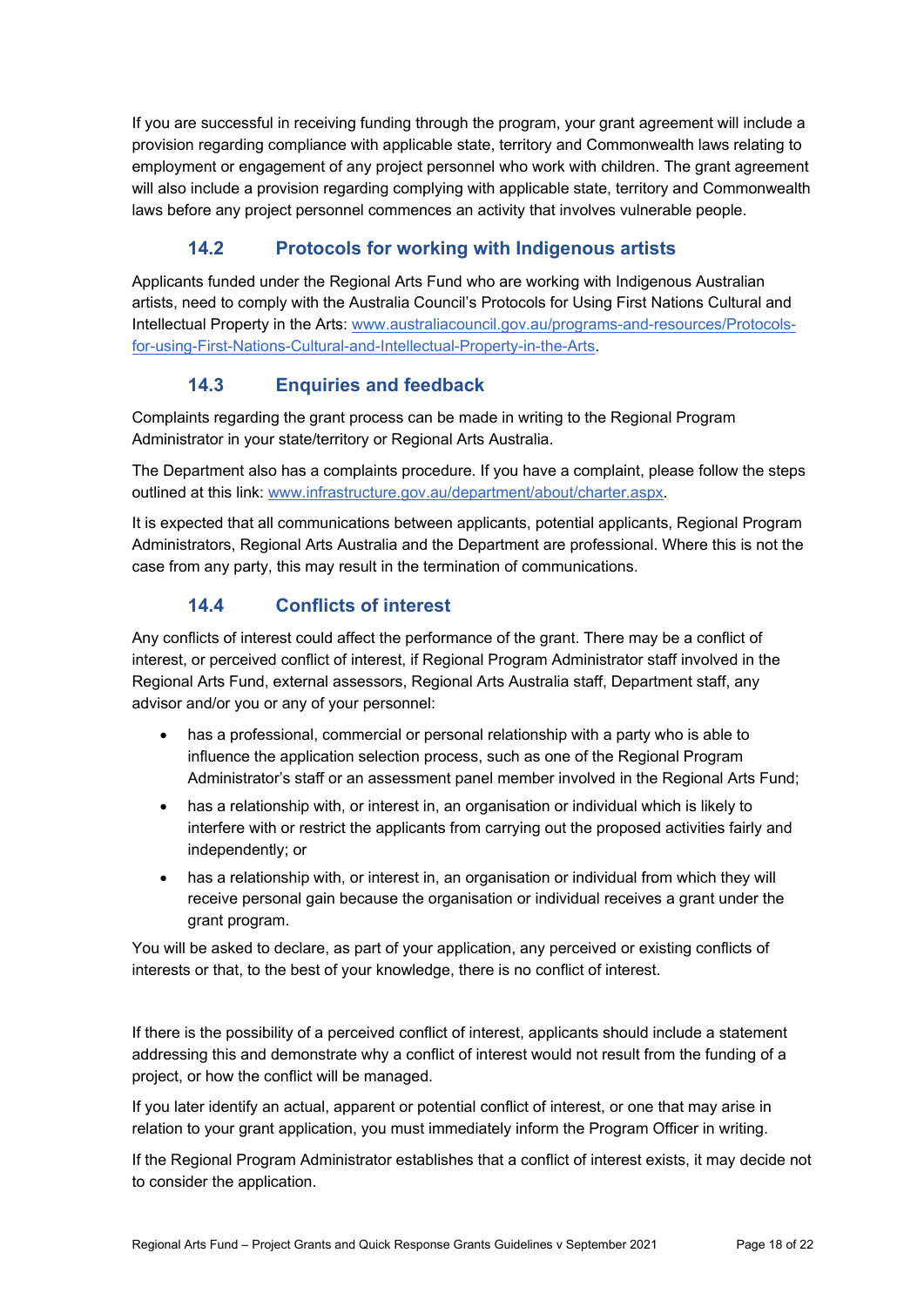If you are successful in receiving funding through the program, your grant agreement will include a provision regarding compliance with applicable state, territory and Commonwealth laws relating to employment or engagement of any project personnel who work with children. The grant agreement will also include a provision regarding complying with applicable state, territory and Commonwealth laws before any project personnel commences an activity that involves vulnerable people.

### 14.2 Protocols for working with Indigenous artists

Applicants funded under the Regional Arts Fund who are working with Indigenous Australian artists, need to comply with the Australia Council's Protocols for Using First Nations Cultural and Intellectual Property in the Arts: [www.australiacouncil.gov.au/programs-and-resources/Protocols-for-using-First-Nations-Cultural-and-Intellectual-Property-in-the-Arts](www.australiacouncil.gov.au/programs-and-resources/Protocols-for-using-First-Nations-Cultural-and-Intellectual-Property-in-the-Arts).

### 14.3 Enquiries and feedback

Complaints regarding the grant process can be made in writing to the Regional Program Administrator in your state/territory or Regional Arts Australia.

The Department also has a complaints procedure. If you have a complaint, please follow the steps outlined at this link: [www.infrastructure.gov.au/department/about/charter.aspx](www.infrastructure.gov.au/department/about/charter.aspx).

It is expected that all communications between applicants, potential applicants, Regional Program Administrators, Regional Arts Australia and the Department are professional. Where this is not the case from any party, this may result in the termination of communications.

### 14.4 Conflicts of interest

Any conflicts of interest could affect the performance of the grant. There may be a conflict of interest, or perceived conflict of interest, if Regional Program Administrator staff involved in the Regional Arts Fund, external assessors, Regional Arts Australia staff, Department staff, any advisor and/or you or any of your personnel:

- has a professional, commercial or personal relationship with a party who is able to influence the application selection process, such as one of the Regional Program Administrator's staff or an assessment panel member involved in the Regional Arts Fund;
- has a relationship with, or interest in, an organisation or individual which is likely to interfere with or restrict the applicants from carrying out the proposed activities fairly and independently; or
- has a relationship with, or interest in, an organisation or individual from which they will receive personal gain because the organisation or individual receives a grant under the grant program.

You will be asked to declare, as part of your application, any perceived or existing conflicts of interests or that, to the best of your knowledge, there is no conflict of interest.

If there is the possibility of a perceived conflict of interest, applicants should include a statement addressing this and demonstrate why a conflict of interest would not result from the funding of a project, or how the conflict will be managed.

If you later identify an actual, apparent or potential conflict of interest, or one that may arise in relation to your grant application, you must immediately inform the Program Officer in writing.

If the Regional Program Administrator establishes that a conflict of interest exists, it may decide not to consider the application.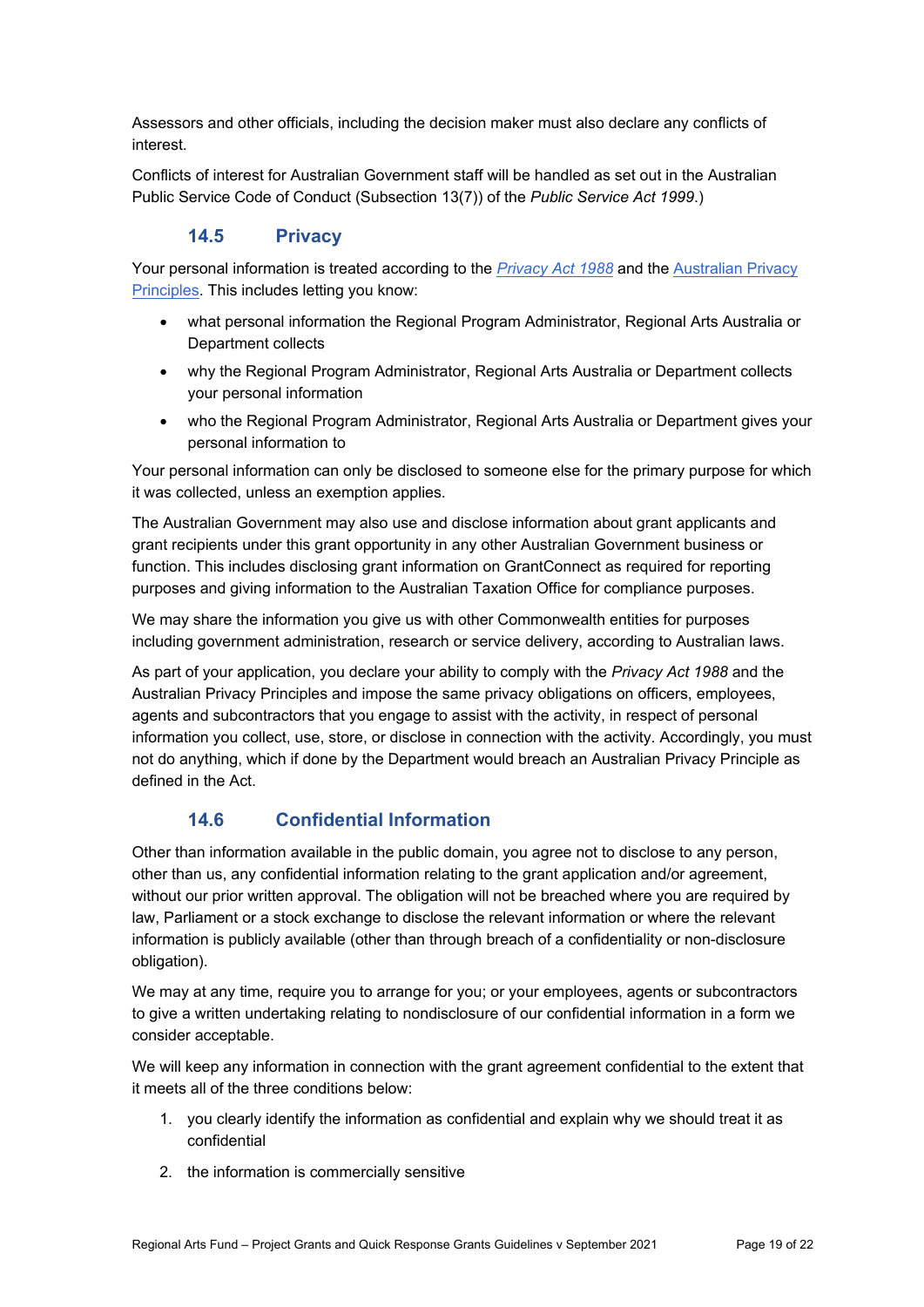Assessors and other officials, including the decision maker must also declare any conflicts of interest.

Conflicts of interest for Australian Government staff will be handled as set out in the Australian Public Service Code of Conduct (Subsection 13(7)) of the *Public Service Act 1999*.)

### 14.5 Privacy

Your personal information is treated according to the *Privacy Act 1988* and the Australian Privacy Principles. This includes letting you know:

- what personal information the Regional Program Administrator, Regional Arts Australia or Department collects
- why the Regional Program Administrator, Regional Arts Australia or Department collects your personal information
- who the Regional Program Administrator, Regional Arts Australia or Department gives your personal information to

Your personal information can only be disclosed to someone else for the primary purpose for which it was collected, unless an exemption applies.

The Australian Government may also use and disclose information about grant applicants and grant recipients under this grant opportunity in any other Australian Government business or function. This includes disclosing grant information on GrantConnect as required for reporting purposes and giving information to the Australian Taxation Office for compliance purposes.

We may share the information you give us with other Commonwealth entities for purposes including government administration, research or service delivery, according to Australian laws.

As part of your application, you declare your ability to comply with the *Privacy Act 1988* and the Australian Privacy Principles and impose the same privacy obligations on officers, employees, agents and subcontractors that you engage to assist with the activity, in respect of personal information you collect, use, store, or disclose in connection with the activity. Accordingly, you must not do anything, which if done by the Department would breach an Australian Privacy Principle as defined in the Act.

### 14.6 Confidential Information

Other than information available in the public domain, you agree not to disclose to any person, other than us, any confidential information relating to the grant application and/or agreement, without our prior written approval. The obligation will not be breached where you are required by law, Parliament or a stock exchange to disclose the relevant information or where the relevant information is publicly available (other than through breach of a confidentiality or non-disclosure obligation).

We may at any time, require you to arrange for you; or your employees, agents or subcontractors to give a written undertaking relating to nondisclosure of our confidential information in a form we consider acceptable.

We will keep any information in connection with the grant agreement confidential to the extent that it meets all of the three conditions below:

1. you clearly identify the information as confidential and explain why we should treat it as confidential
2. the information is commercially sensitive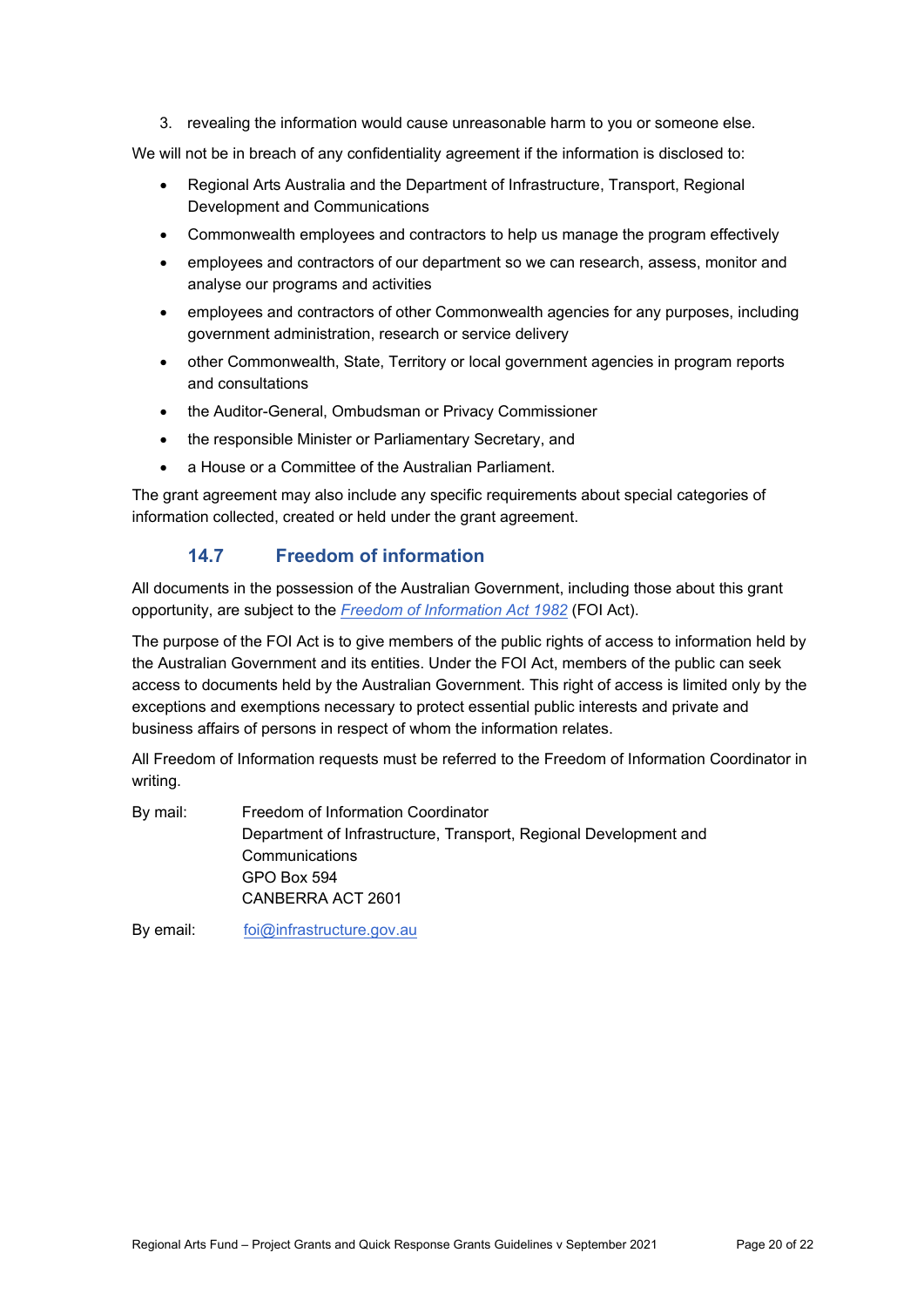3. revealing the information would cause unreasonable harm to you or someone else.

We will not be in breach of any confidentiality agreement if the information is disclosed to:

- Regional Arts Australia and the Department of Infrastructure, Transport, Regional Development and Communications
- Commonwealth employees and contractors to help us manage the program effectively
- employees and contractors of our department so we can research, assess, monitor and analyse our programs and activities
- employees and contractors of other Commonwealth agencies for any purposes, including government administration, research or service delivery
- other Commonwealth, State, Territory or local government agencies in program reports and consultations
- the Auditor-General, Ombudsman or Privacy Commissioner
- the responsible Minister or Parliamentary Secretary, and
- a House or a Committee of the Australian Parliament.

The grant agreement may also include any specific requirements about special categories of information collected, created or held under the grant agreement.

### 14.7 Freedom of information

All documents in the possession of the Australian Government, including those about this grant opportunity, are subject to the *Freedom of Information Act 1982* (FOI Act).

The purpose of the FOI Act is to give members of the public rights of access to information held by the Australian Government and its entities. Under the FOI Act, members of the public can seek access to documents held by the Australian Government. This right of access is limited only by the exceptions and exemptions necessary to protect essential public interests and private and business affairs of persons in respect of whom the information relates.

All Freedom of Information requests must be referred to the Freedom of Information Coordinator in writing.

By mail: Freedom of Information Coordinator
Department of Infrastructure, Transport, Regional Development and Communications
GPO Box 594
CANBERRA ACT 2601

By email: foi@infrastructure.gov.au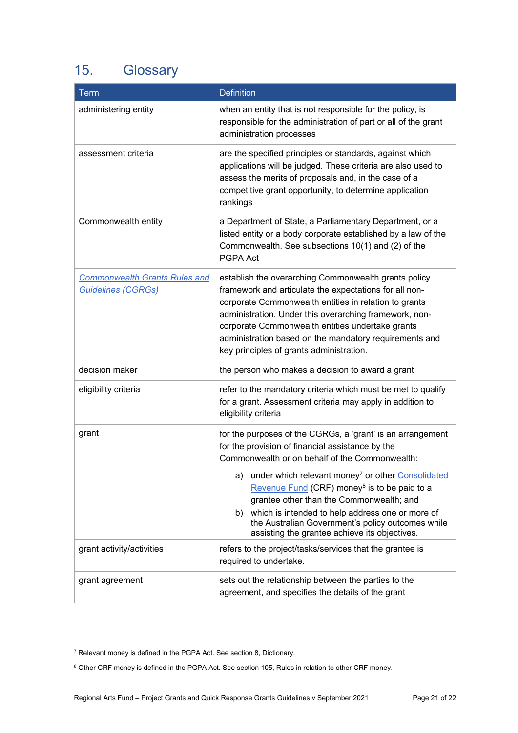## 15. Glossary

| Term | Definition |
|---|---|
| administering entity | when an entity that is not responsible for the policy, is responsible for the administration of part or all of the grant administration processes |
| assessment criteria | are the specified principles or standards, against which applications will be judged. These criteria are also used to assess the merits of proposals and, in the case of a competitive grant opportunity, to determine application rankings |
| Commonwealth entity | a Department of State, a Parliamentary Department, or a listed entity or a body corporate established by a law of the Commonwealth. See subsections 10(1) and (2) of the PGPA Act |
| *Commonwealth Grants Rules and Guidelines (CGRGs)* | establish the overarching Commonwealth grants policy framework and articulate the expectations for all non-corporate Commonwealth entities in relation to grants administration. Under this overarching framework, non-corporate Commonwealth entities undertake grants administration based on the mandatory requirements and key principles of grants administration. |
| decision maker | the person who makes a decision to award a grant |
| eligibility criteria | refer to the mandatory criteria which must be met to qualify for a grant. Assessment criteria may apply in addition to eligibility criteria |
| grant | for the purposes of the CGRGs, a 'grant' is an arrangement for the provision of financial assistance by the Commonwealth or on behalf of the Commonwealth:<br>a) under which relevant money[7] or other Consolidated Revenue Fund (CRF) money[8] is to be paid to a grantee other than the Commonwealth; and<br>b) which is intended to help address one or more of the Australian Government's policy outcomes while assisting the grantee achieve its objectives. |
| grant activity/activities | refers to the project/tasks/services that the grantee is required to undertake. |
| grant agreement | sets out the relationship between the parties to the agreement, and specifies the details of the grant |

[7] Relevant money is defined in the PGPA Act. See section 8, Dictionary.

[8] Other CRF money is defined in the PGPA Act. See section 105, Rules in relation to other CRF money.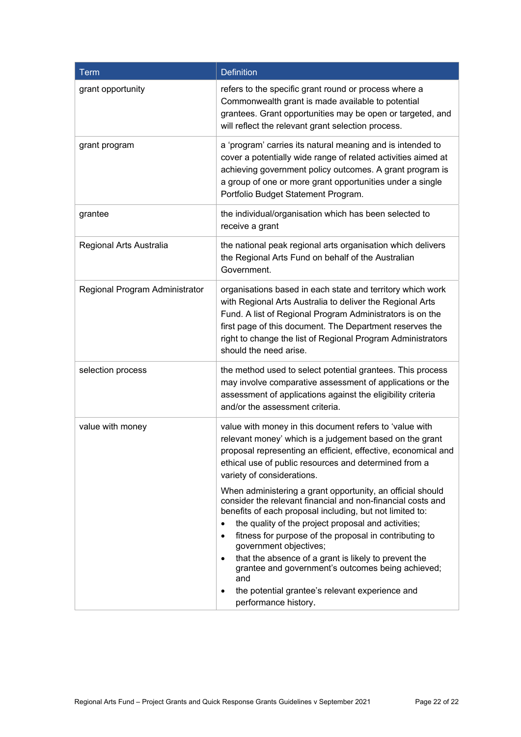| Term | Definition |
| --- | --- |
| grant opportunity | refers to the specific grant round or process where a Commonwealth grant is made available to potential grantees. Grant opportunities may be open or targeted, and will reflect the relevant grant selection process. |
| grant program | a ‘program’ carries its natural meaning and is intended to cover a potentially wide range of related activities aimed at achieving government policy outcomes. A grant program is a group of one or more grant opportunities under a single Portfolio Budget Statement Program. |
| grantee | the individual/organisation which has been selected to receive a grant |
| Regional Arts Australia | the national peak regional arts organisation which delivers the Regional Arts Fund on behalf of the Australian Government. |
| Regional Program Administrator | organisations based in each state and territory which work with Regional Arts Australia to deliver the Regional Arts Fund. A list of Regional Program Administrators is on the first page of this document. The Department reserves the right to change the list of Regional Program Administrators should the need arise. |
| selection process | the method used to select potential grantees. This process may involve comparative assessment of applications or the assessment of applications against the eligibility criteria and/or the assessment criteria. |
| value with money | value with money in this document refers to ‘value with relevant money’ which is a judgement based on the grant proposal representing an efficient, effective, economical and ethical use of public resources and determined from a variety of considerations.<br><br>When administering a grant opportunity, an official should consider the relevant financial and non-financial costs and benefits of each proposal including, but not limited to:<br>• the quality of the project proposal and activities;<br>• fitness for purpose of the proposal in contributing to government objectives;<br>• that the absence of a grant is likely to prevent the grantee and government’s outcomes being achieved; and<br>• the potential grantee’s relevant experience and performance history. |